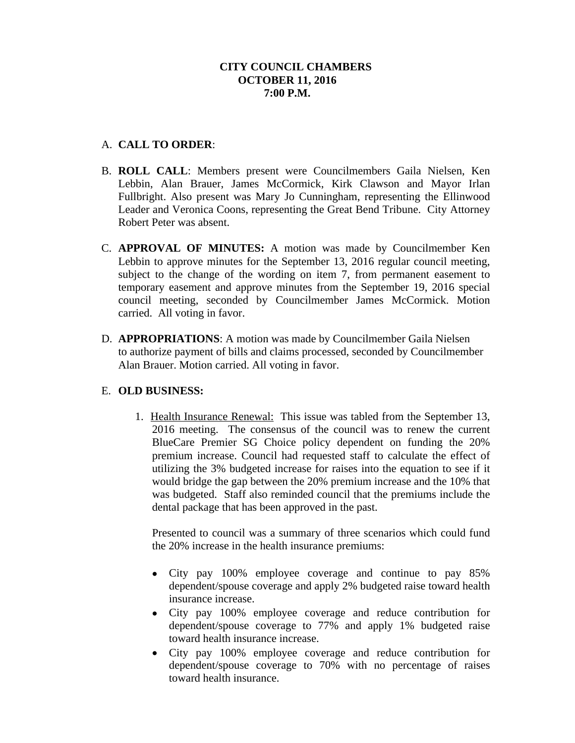**CITY COUNCIL CHAMBERS**
**OCTOBER 11, 2016**
**7:00 P.M.**

A. **CALL TO ORDER**:

B. **ROLL CALL**: Members present were Councilmembers Gaila Nielsen, Ken Lebbin, Alan Brauer, James McCormick, Kirk Clawson and Mayor Irlan Fullbright. Also present was Mary Jo Cunningham, representing the Ellinwood Leader and Veronica Coons, representing the Great Bend Tribune. City Attorney Robert Peter was absent.

C. **APPROVAL OF MINUTES:** A motion was made by Councilmember Ken Lebbin to approve minutes for the September 13, 2016 regular council meeting, subject to the change of the wording on item 7, from permanent easement to temporary easement and approve minutes from the September 19, 2016 special council meeting, seconded by Councilmember James McCormick. Motion carried. All voting in favor.

D. **APPROPRIATIONS**: A motion was made by Councilmember Gaila Nielsen to authorize payment of bills and claims processed, seconded by Councilmember Alan Brauer. Motion carried. All voting in favor.

E. **OLD BUSINESS:**

1. Health Insurance Renewal: This issue was tabled from the September 13, 2016 meeting. The consensus of the council was to renew the current BlueCare Premier SG Choice policy dependent on funding the 20% premium increase. Council had requested staff to calculate the effect of utilizing the 3% budgeted increase for raises into the equation to see if it would bridge the gap between the 20% premium increase and the 10% that was budgeted. Staff also reminded council that the premiums include the dental package that has been approved in the past.

   Presented to council was a summary of three scenarios which could fund the 20% increase in the health insurance premiums:

   - City pay 100% employee coverage and continue to pay 85% dependent/spouse coverage and apply 2% budgeted raise toward health insurance increase.
   - City pay 100% employee coverage and reduce contribution for dependent/spouse coverage to 77% and apply 1% budgeted raise toward health insurance increase.
   - City pay 100% employee coverage and reduce contribution for dependent/spouse coverage to 70% with no percentage of raises toward health insurance.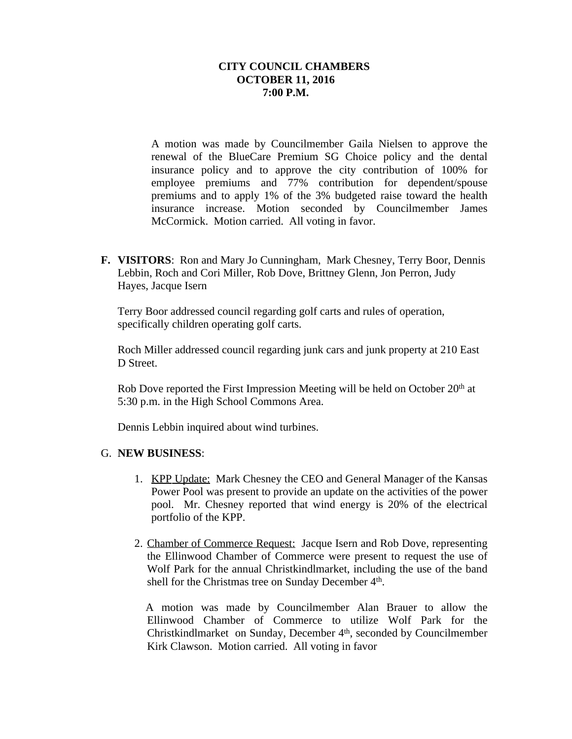**CITY COUNCIL CHAMBERS**
**OCTOBER 11, 2016**
**7:00 P.M.**

A motion was made by Councilmember Gaila Nielsen to approve the renewal of the BlueCare Premium SG Choice policy and the dental insurance policy and to approve the city contribution of 100% for employee premiums and 77% contribution for dependent/spouse premiums and to apply 1% of the 3% budgeted raise toward the health insurance increase. Motion seconded by Councilmember James McCormick. Motion carried. All voting in favor.

**F. VISITORS**: Ron and Mary Jo Cunningham, Mark Chesney, Terry Boor, Dennis Lebbin, Roch and Cori Miller, Rob Dove, Brittney Glenn, Jon Perron, Judy Hayes, Jacque Isern

Terry Boor addressed council regarding golf carts and rules of operation, specifically children operating golf carts.

Roch Miller addressed council regarding junk cars and junk property at 210 East D Street.

Rob Dove reported the First Impression Meeting will be held on October 20th at 5:30 p.m. in the High School Commons Area.

Dennis Lebbin inquired about wind turbines.

G. **NEW BUSINESS**:

1. KPP Update: Mark Chesney the CEO and General Manager of the Kansas Power Pool was present to provide an update on the activities of the power pool. Mr. Chesney reported that wind energy is 20% of the electrical portfolio of the KPP.

2. Chamber of Commerce Request: Jacque Isern and Rob Dove, representing the Ellinwood Chamber of Commerce were present to request the use of Wolf Park for the annual Christkindlmarket, including the use of the band shell for the Christmas tree on Sunday December 4th.

   A motion was made by Councilmember Alan Brauer to allow the Ellinwood Chamber of Commerce to utilize Wolf Park for the Christkindlmarket on Sunday, December 4th, seconded by Councilmember Kirk Clawson. Motion carried. All voting in favor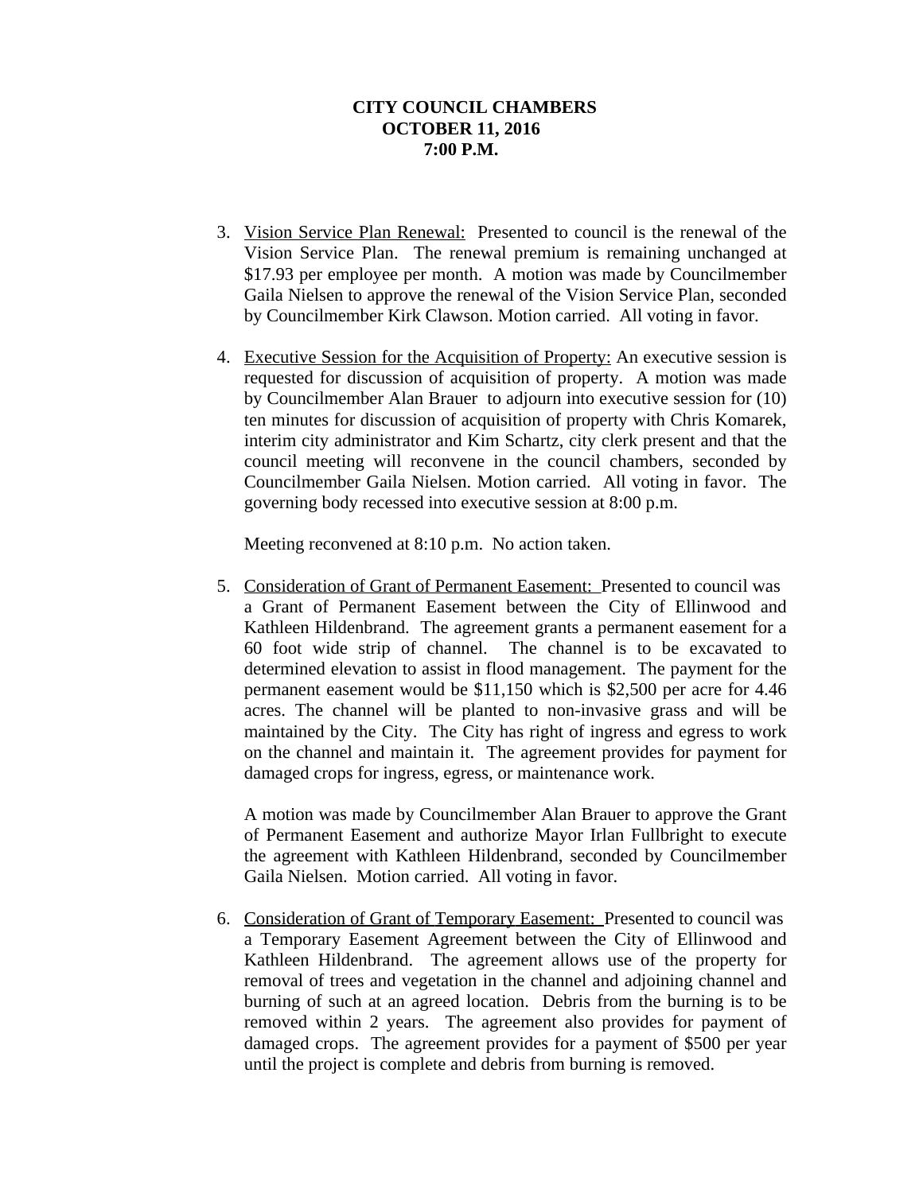**CITY COUNCIL CHAMBERS**
**OCTOBER 11, 2016**
**7:00 P.M.**

3. Vision Service Plan Renewal: Presented to council is the renewal of the Vision Service Plan. The renewal premium is remaining unchanged at $17.93 per employee per month. A motion was made by Councilmember Gaila Nielsen to approve the renewal of the Vision Service Plan, seconded by Councilmember Kirk Clawson. Motion carried. All voting in favor.

4. Executive Session for the Acquisition of Property: An executive session is requested for discussion of acquisition of property. A motion was made by Councilmember Alan Brauer to adjourn into executive session for (10) ten minutes for discussion of acquisition of property with Chris Komarek, interim city administrator and Kim Schartz, city clerk present and that the council meeting will reconvene in the council chambers, seconded by Councilmember Gaila Nielsen. Motion carried. All voting in favor. The governing body recessed into executive session at 8:00 p.m.

   Meeting reconvened at 8:10 p.m. No action taken.

5. Consideration of Grant of Permanent Easement: Presented to council was a Grant of Permanent Easement between the City of Ellinwood and Kathleen Hildenbrand. The agreement grants a permanent easement for a 60 foot wide strip of channel. The channel is to be excavated to determined elevation to assist in flood management. The payment for the permanent easement would be $11,150 which is $2,500 per acre for 4.46 acres. The channel will be planted to non-invasive grass and will be maintained by the City. The City has right of ingress and egress to work on the channel and maintain it. The agreement provides for payment for damaged crops for ingress, egress, or maintenance work.

   A motion was made by Councilmember Alan Brauer to approve the Grant of Permanent Easement and authorize Mayor Irlan Fullbright to execute the agreement with Kathleen Hildenbrand, seconded by Councilmember Gaila Nielsen. Motion carried. All voting in favor.

6. Consideration of Grant of Temporary Easement: Presented to council was a Temporary Easement Agreement between the City of Ellinwood and Kathleen Hildenbrand. The agreement allows use of the property for removal of trees and vegetation in the channel and adjoining channel and burning of such at an agreed location. Debris from the burning is to be removed within 2 years. The agreement also provides for payment of damaged crops. The agreement provides for a payment of $500 per year until the project is complete and debris from burning is removed.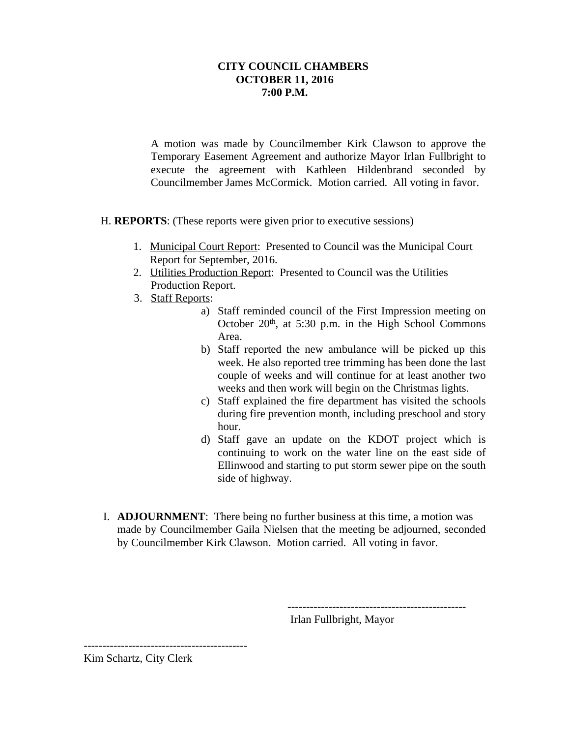**CITY COUNCIL CHAMBERS**
**OCTOBER 11, 2016**
**7:00 P.M.**

A motion was made by Councilmember Kirk Clawson to approve the Temporary Easement Agreement and authorize Mayor Irlan Fullbright to execute the agreement with Kathleen Hildenbrand seconded by Councilmember James McCormick. Motion carried. All voting in favor.

H. **REPORTS**: (These reports were given prior to executive sessions)

1. Municipal Court Report: Presented to Council was the Municipal Court Report for September, 2016.
2. Utilities Production Report: Presented to Council was the Utilities Production Report.
3. Staff Reports:
   a) Staff reminded council of the First Impression meeting on October 20th, at 5:30 p.m. in the High School Commons Area.
   b) Staff reported the new ambulance will be picked up this week. He also reported tree trimming has been done the last couple of weeks and will continue for at least another two weeks and then work will begin on the Christmas lights.
   c) Staff explained the fire department has visited the schools during fire prevention month, including preschool and story hour.
   d) Staff gave an update on the KDOT project which is continuing to work on the water line on the east side of Ellinwood and starting to put storm sewer pipe on the south side of highway.

I. **ADJOURNMENT**: There being no further business at this time, a motion was made by Councilmember Gaila Nielsen that the meeting be adjourned, seconded by Councilmember Kirk Clawson. Motion carried. All voting in favor.

------------------------------------------------
Irlan Fullbright, Mayor

--------------------------------------------
Kim Schartz, City Clerk